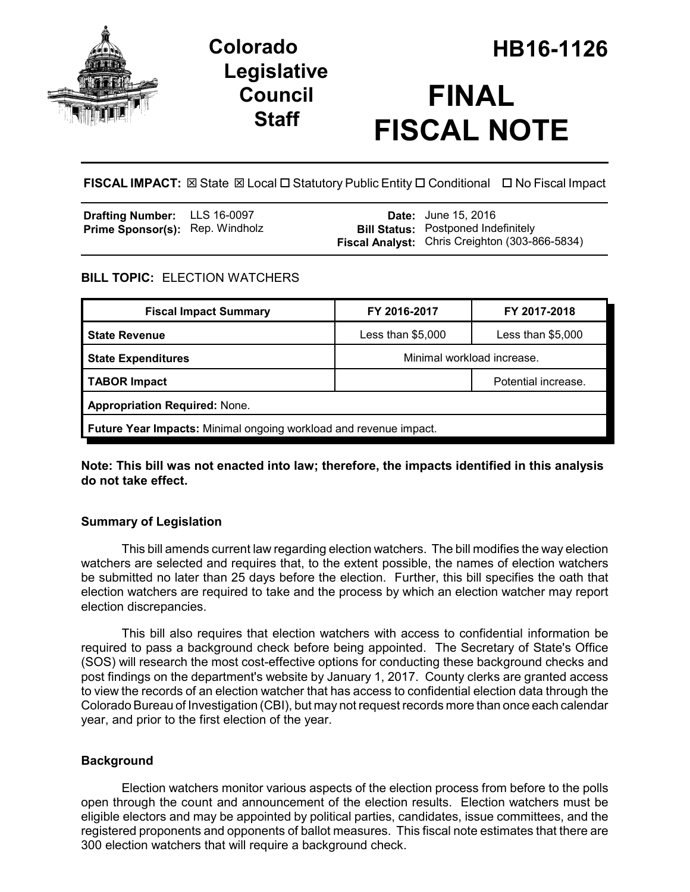# Colorado Legislative Council Staff

# HB16-1126

# FINAL FISCAL NOTE

**FISCAL IMPACT:** ☒ State ☒ Local ☐ Statutory Public Entity ☐ Conditional ☐ No Fiscal Impact

| | | | |
|---|---|---|---|
| **Drafting Number:** | LLS 16-0097 | **Date:** | June 15, 2016 |
| **Prime Sponsor(s):** | Rep. Windholz | **Bill Status:** | Postponed Indefinitely |
| | | **Fiscal Analyst:** | Chris Creighton (303-866-5834) |

## BILL TOPIC: ELECTION WATCHERS

| Fiscal Impact Summary | FY 2016-2017 | FY 2017-2018 |
|---|---|---|
| **State Revenue** | Less than $5,000 | Less than $5,000 |
| **State Expenditures** | Minimal workload increase. | |
| **TABOR Impact** | | Potential increase. |
| **Appropriation Required:** None. | | |
| **Future Year Impacts:** Minimal ongoing workload and revenue impact. | | |

**Note: This bill was not enacted into law; therefore, the impacts identified in this analysis do not take effect.**

### Summary of Legislation

This bill amends current law regarding election watchers. The bill modifies the way election watchers are selected and requires that, to the extent possible, the names of election watchers be submitted no later than 25 days before the election. Further, this bill specifies the oath that election watchers are required to take and the process by which an election watcher may report election discrepancies.

This bill also requires that election watchers with access to confidential information be required to pass a background check before being appointed. The Secretary of State's Office (SOS) will research the most cost-effective options for conducting these background checks and post findings on the department's website by January 1, 2017. County clerks are granted access to view the records of an election watcher that has access to confidential election data through the Colorado Bureau of Investigation (CBI), but may not request records more than once each calendar year, and prior to the first election of the year.

### Background

Election watchers monitor various aspects of the election process from before to the polls open through the count and announcement of the election results. Election watchers must be eligible electors and may be appointed by political parties, candidates, issue committees, and the registered proponents and opponents of ballot measures. This fiscal note estimates that there are 300 election watchers that will require a background check.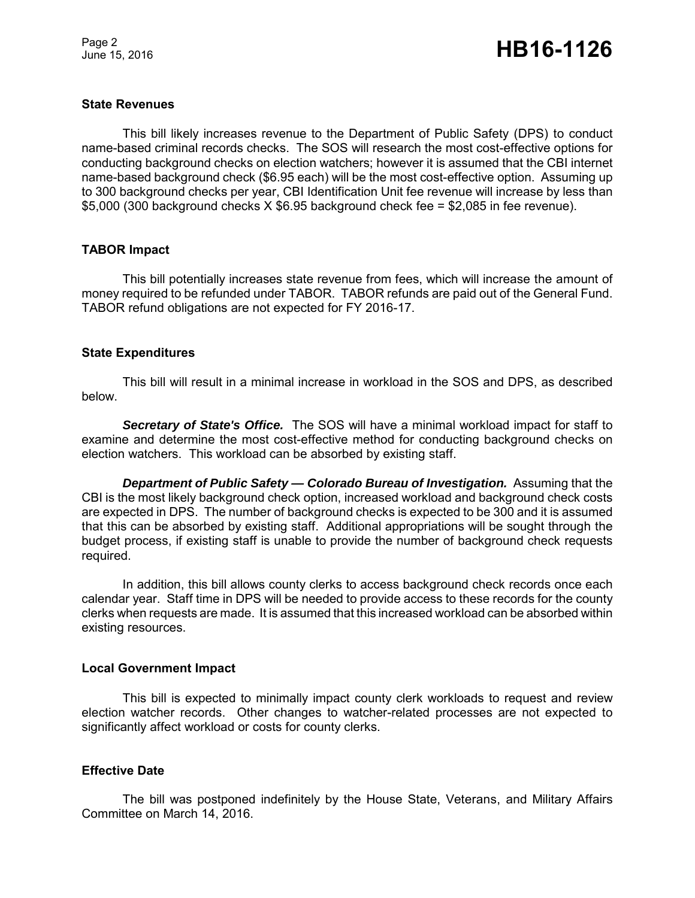### State Revenues

This bill likely increases revenue to the Department of Public Safety (DPS) to conduct name-based criminal records checks. The SOS will research the most cost-effective options for conducting background checks on election watchers; however it is assumed that the CBI internet name-based background check ($6.95 each) will be the most cost-effective option. Assuming up to 300 background checks per year, CBI Identification Unit fee revenue will increase by less than $5,000 (300 background checks X $6.95 background check fee = $2,085 in fee revenue).

### TABOR Impact

This bill potentially increases state revenue from fees, which will increase the amount of money required to be refunded under TABOR. TABOR refunds are paid out of the General Fund. TABOR refund obligations are not expected for FY 2016-17.

### State Expenditures

This bill will result in a minimal increase in workload in the SOS and DPS, as described below.

***Secretary of State's Office.*** The SOS will have a minimal workload impact for staff to examine and determine the most cost-effective method for conducting background checks on election watchers. This workload can be absorbed by existing staff.

***Department of Public Safety — Colorado Bureau of Investigation.*** Assuming that the CBI is the most likely background check option, increased workload and background check costs are expected in DPS. The number of background checks is expected to be 300 and it is assumed that this can be absorbed by existing staff. Additional appropriations will be sought through the budget process, if existing staff is unable to provide the number of background check requests required.

In addition, this bill allows county clerks to access background check records once each calendar year. Staff time in DPS will be needed to provide access to these records for the county clerks when requests are made. It is assumed that this increased workload can be absorbed within existing resources.

### Local Government Impact

This bill is expected to minimally impact county clerk workloads to request and review election watcher records. Other changes to watcher-related processes are not expected to significantly affect workload or costs for county clerks.

### Effective Date

The bill was postponed indefinitely by the House State, Veterans, and Military Affairs Committee on March 14, 2016.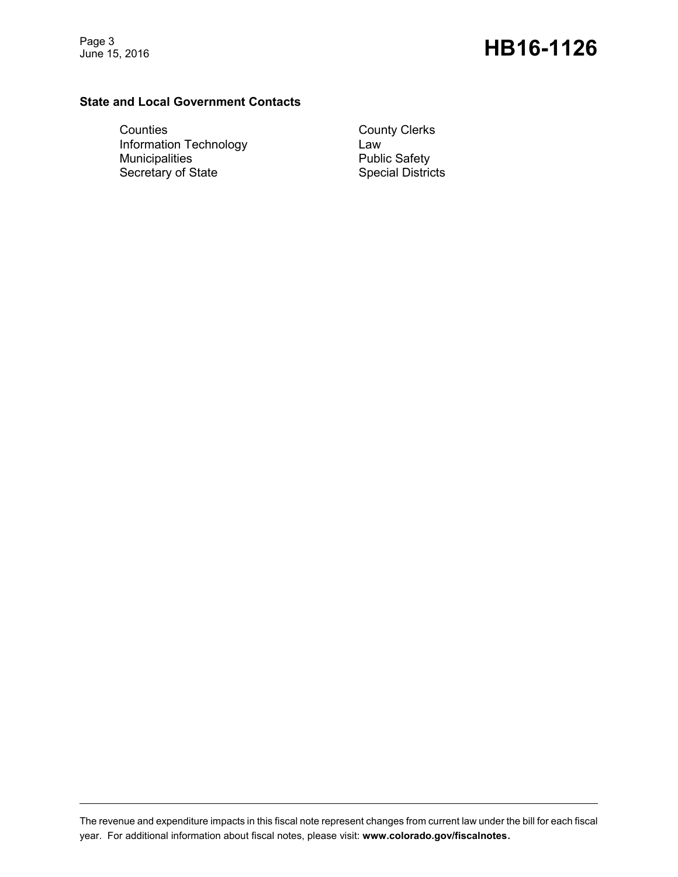## State and Local Government Contacts

Counties
County Clerks
Information Technology
Law
Municipalities
Public Safety
Secretary of State
Special Districts

The revenue and expenditure impacts in this fiscal note represent changes from current law under the bill for each fiscal year. For additional information about fiscal notes, please visit: **www.colorado.gov/fiscalnotes.**